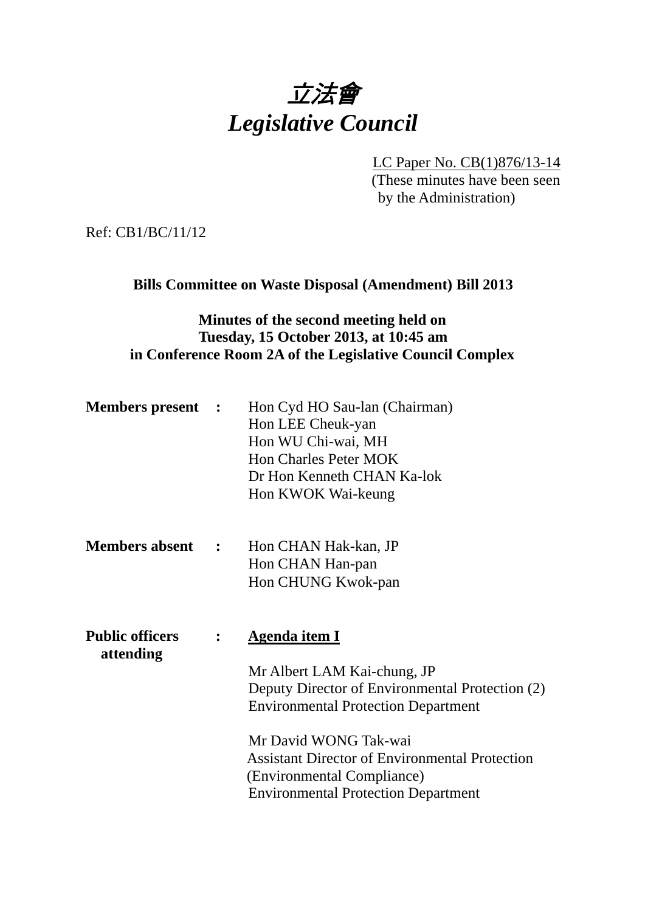# *立法會*
# *Legislative Council*

LC Paper No. CB(1)876/13-14
(These minutes have been seen by the Administration)

Ref: CB1/BC/11/12

**Bills Committee on Waste Disposal (Amendment) Bill 2013**

**Minutes of the second meeting held on Tuesday, 15 October 2013, at 10:45 am in Conference Room 2A of the Legislative Council Complex**

| | | |
|---|---|---|
| **Members present** | **:** | Hon Cyd HO Sau-lan (Chairman)<br>Hon LEE Cheuk-yan<br>Hon WU Chi-wai, MH<br>Hon Charles Peter MOK<br>Dr Hon Kenneth CHAN Ka-lok<br>Hon KWOK Wai-keung |
| **Members absent** | **:** | Hon CHAN Hak-kan, JP<br>Hon CHAN Han-pan<br>Hon CHUNG Kwok-pan |
| **Public officers attending** | **:** | **Agenda item I**<br><br>Mr Albert LAM Kai-chung, JP<br>Deputy Director of Environmental Protection (2)<br>Environmental Protection Department<br><br>Mr David WONG Tak-wai<br>Assistant Director of Environmental Protection (Environmental Compliance)<br>Environmental Protection Department |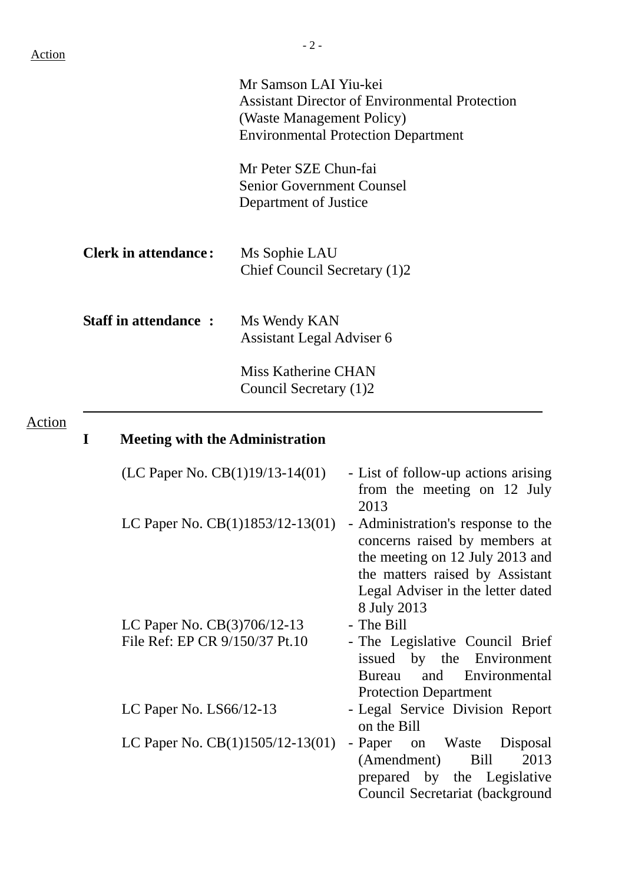Action

Mr Samson LAI Yiu-kei
Assistant Director of Environmental Protection
(Waste Management Policy)
Environmental Protection Department

Mr Peter SZE Chun-fai
Senior Government Counsel
Department of Justice

**Clerk in attendance:** Ms Sophie LAU
Chief Council Secretary (1)2

**Staff in attendance :** Ms Wendy KAN
Assistant Legal Adviser 6

Miss Katherine CHAN
Council Secretary (1)2

---

Action

## I Meeting with the Administration

| | |
|---|---|
| (LC Paper No. CB(1)19/13-14(01) | - List of follow-up actions arising from the meeting on 12 July 2013 |
| LC Paper No. CB(1)1853/12-13(01) | - Administration's response to the concerns raised by members at the meeting on 12 July 2013 and the matters raised by Assistant Legal Adviser in the letter dated 8 July 2013 |
| LC Paper No. CB(3)706/12-13 | - The Bill |
| File Ref: EP CR 9/150/37 Pt.10 | - The Legislative Council Brief issued by the Environment Bureau and Environmental Protection Department |
| LC Paper No. LS66/12-13 | - Legal Service Division Report on the Bill |
| LC Paper No. CB(1)1505/12-13(01) | - Paper on Waste Disposal (Amendment) Bill 2013 prepared by the Legislative Council Secretariat (background |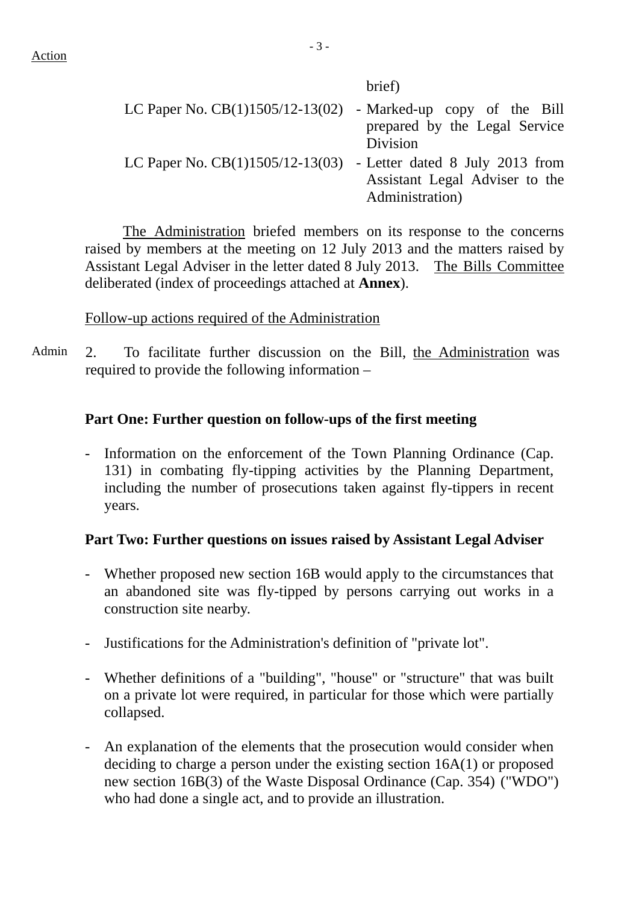Action

brief)

| | |
|---|---|
| LC Paper No. CB(1)1505/12-13(02) | - Marked-up copy of the Bill prepared by the Legal Service Division |
| LC Paper No. CB(1)1505/12-13(03) | - Letter dated 8 July 2013 from Assistant Legal Adviser to the Administration) |

The Administration briefed members on its response to the concerns raised by members at the meeting on 12 July 2013 and the matters raised by Assistant Legal Adviser in the letter dated 8 July 2013. The Bills Committee deliberated (index of proceedings attached at **Annex**).

Follow-up actions required of the Administration

Admin

2. To facilitate further discussion on the Bill, the Administration was required to provide the following information –

**Part One: Further question on follow-ups of the first meeting**

- Information on the enforcement of the Town Planning Ordinance (Cap. 131) in combating fly-tipping activities by the Planning Department, including the number of prosecutions taken against fly-tippers in recent years.

**Part Two: Further questions on issues raised by Assistant Legal Adviser**

- Whether proposed new section 16B would apply to the circumstances that an abandoned site was fly-tipped by persons carrying out works in a construction site nearby.
- Justifications for the Administration's definition of "private lot".
- Whether definitions of a "building", "house" or "structure" that was built on a private lot were required, in particular for those which were partially collapsed.
- An explanation of the elements that the prosecution would consider when deciding to charge a person under the existing section 16A(1) or proposed new section 16B(3) of the Waste Disposal Ordinance (Cap. 354) ("WDO") who had done a single act, and to provide an illustration.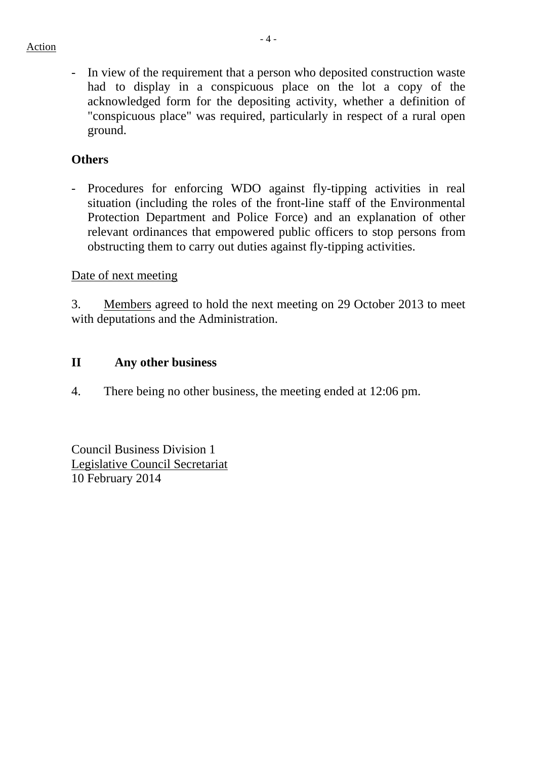Action

- In view of the requirement that a person who deposited construction waste had to display in a conspicuous place on the lot a copy of the acknowledged form for the depositing activity, whether a definition of "conspicuous place" was required, particularly in respect of a rural open ground.

**Others**

- Procedures for enforcing WDO against fly-tipping activities in real situation (including the roles of the front-line staff of the Environmental Protection Department and Police Force) and an explanation of other relevant ordinances that empowered public officers to stop persons from obstructing them to carry out duties against fly-tipping activities.

Date of next meeting

3. Members agreed to hold the next meeting on 29 October 2013 to meet with deputations and the Administration.

## II Any other business

4. There being no other business, the meeting ended at 12:06 pm.

Council Business Division 1
Legislative Council Secretariat
10 February 2014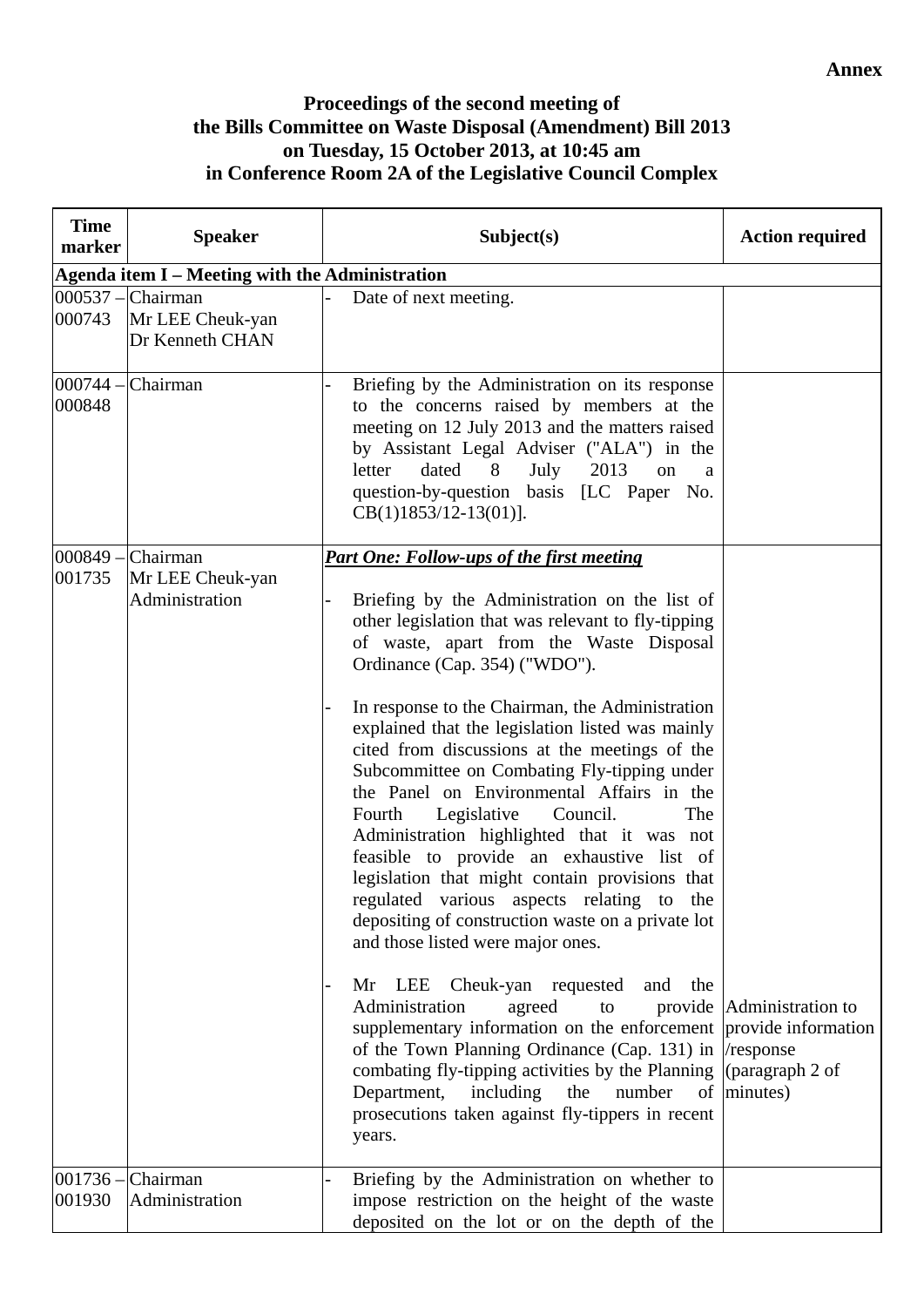**Annex**

**Proceedings of the second meeting of the Bills Committee on Waste Disposal (Amendment) Bill 2013 on Tuesday, 15 October 2013, at 10:45 am in Conference Room 2A of the Legislative Council Complex**

| Time marker | Speaker | Subject(s) | Action required |
|---|---|---|---|
| **Agenda item I – Meeting with the Administration** | | | |
| 000537 – 000743 | Chairman<br>Mr LEE Cheuk-yan<br>Dr Kenneth CHAN | - Date of next meeting. | |
| 000744 – 000848 | Chairman | - Briefing by the Administration on its response to the concerns raised by members at the meeting on 12 July 2013 and the matters raised by Assistant Legal Adviser ("ALA") in the letter dated 8 July 2013 on a question-by-question basis [LC Paper No. CB(1)1853/12-13(01)]. | |
| 000849 – 001735 | Chairman<br>Mr LEE Cheuk-yan<br>Administration | ***Part One: Follow-ups of the first meeting***<br><br>- Briefing by the Administration on the list of other legislation that was relevant to fly-tipping of waste, apart from the Waste Disposal Ordinance (Cap. 354) ("WDO").<br><br>- In response to the Chairman, the Administration explained that the legislation listed was mainly cited from discussions at the meetings of the Subcommittee on Combating Fly-tipping under the Panel on Environmental Affairs in the Fourth Legislative Council. The Administration highlighted that it was not feasible to provide an exhaustive list of legislation that might contain provisions that regulated various aspects relating to the depositing of construction waste on a private lot and those listed were major ones.<br><br>- Mr LEE Cheuk-yan requested and the Administration agreed to provide supplementary information on the enforcement of the Town Planning Ordinance (Cap. 131) in combating fly-tipping activities by the Planning Department, including the number of prosecutions taken against fly-tippers in recent years. | Administration to provide information /response (paragraph 2 of minutes) |
| 001736 – 001930 | Chairman<br>Administration | - Briefing by the Administration on whether to impose restriction on the height of the waste deposited on the lot or on the depth of the | |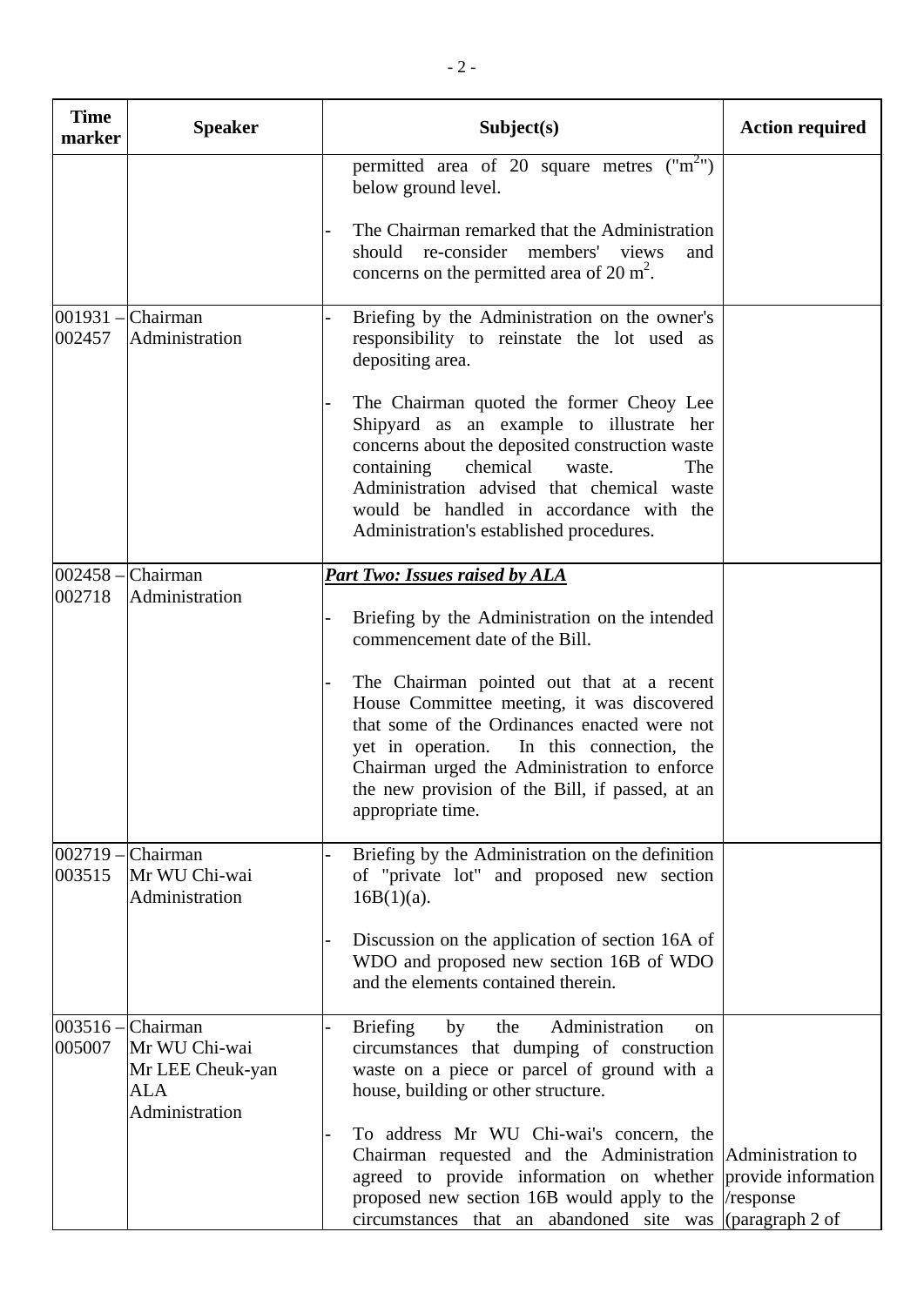| Time marker | Speaker | Subject(s) | Action required |
|---|---|---|---|
| | | permitted area of 20 square metres ("$m^2$") below ground level.<br><br>- The Chairman remarked that the Administration should re-consider members' views and concerns on the permitted area of 20 $m^2$. | |
| 001931 – 002457 | Chairman<br>Administration | - Briefing by the Administration on the owner's responsibility to reinstate the lot used as depositing area.<br><br>- The Chairman quoted the former Cheoy Lee Shipyard as an example to illustrate her concerns about the deposited construction waste containing chemical waste. The Administration advised that chemical waste would be handled in accordance with the Administration's established procedures. | |
| 002458 – 002718 | Chairman<br>Administration | ***Part Two: Issues raised by ALA***<br><br>- Briefing by the Administration on the intended commencement date of the Bill.<br><br>- The Chairman pointed out that at a recent House Committee meeting, it was discovered that some of the Ordinances enacted were not yet in operation. In this connection, the Chairman urged the Administration to enforce the new provision of the Bill, if passed, at an appropriate time. | |
| 002719 – 003515 | Chairman<br>Mr WU Chi-wai<br>Administration | - Briefing by the Administration on the definition of "private lot" and proposed new section 16B(1)(a).<br><br>- Discussion on the application of section 16A of WDO and proposed new section 16B of WDO and the elements contained therein. | |
| 003516 – 005007 | Chairman<br>Mr WU Chi-wai<br>Mr LEE Cheuk-yan<br>ALA<br>Administration | - Briefing by the Administration on circumstances that dumping of construction waste on a piece or parcel of ground with a house, building or other structure.<br><br>- To address Mr WU Chi-wai's concern, the Chairman requested and the Administration agreed to provide information on whether proposed new section 16B would apply to the circumstances that an abandoned site was | Administration to provide information /response (paragraph 2 of |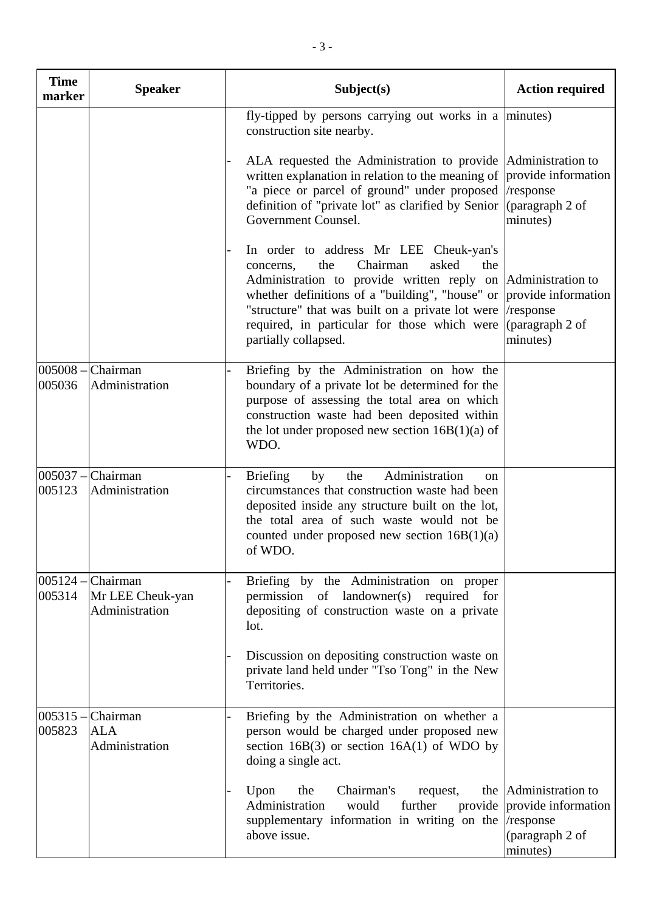| Time marker | Speaker | Subject(s) | Action required |
|---|---|---|---|
| | | fly-tipped by persons carrying out works in a construction site nearby. | minutes) |
| | | - ALA requested the Administration to provide written explanation in relation to the meaning of "a piece or parcel of ground" under proposed definition of "private lot" as clarified by Senior Government Counsel. | Administration to provide information /response (paragraph 2 of minutes) |
| | | - In order to address Mr LEE Cheuk-yan's concerns, the Chairman asked the Administration to provide written reply on whether definitions of a "building", "house" or "structure" that was built on a private lot were required, in particular for those which were partially collapsed. | Administration to provide information /response (paragraph 2 of minutes) |
| 005008 – 005036 | Chairman<br>Administration | - Briefing by the Administration on how the boundary of a private lot be determined for the purpose of assessing the total area on which construction waste had been deposited within the lot under proposed new section 16B(1)(a) of WDO. | |
| 005037 – 005123 | Chairman<br>Administration | - Briefing by the Administration on circumstances that construction waste had been deposited inside any structure built on the lot, the total area of such waste would not be counted under proposed new section 16B(1)(a) of WDO. | |
| 005124 – 005314 | Chairman<br>Mr LEE Cheuk-yan<br>Administration | - Briefing by the Administration on proper permission of landowner(s) required for depositing of construction waste on a private lot.<br><br>- Discussion on depositing construction waste on private land held under "Tso Tong" in the New Territories. | |
| 005315 – 005823 | Chairman<br>ALA<br>Administration | - Briefing by the Administration on whether a person would be charged under proposed new section 16B(3) or section 16A(1) of WDO by doing a single act. | |
| | | - Upon the Chairman's request, the Administration would further provide supplementary information in writing on the above issue. | Administration to provide information /response (paragraph 2 of minutes) |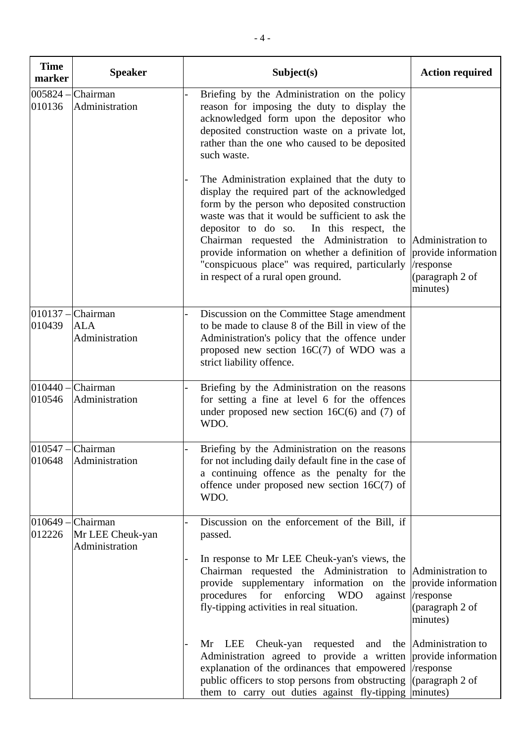| Time marker | Speaker | Subject(s) | Action required |
|---|---|---|---|
| 005824 – 010136 | Chairman<br>Administration | - Briefing by the Administration on the policy reason for imposing the duty to display the acknowledged form upon the depositor who deposited construction waste on a private lot, rather than the one who caused to be deposited such waste.<br><br>- The Administration explained that the duty to display the required part of the acknowledged form by the person who deposited construction waste was that it would be sufficient to ask the depositor to do so. In this respect, the Chairman requested the Administration to provide information on whether a definition of "conspicuous place" was required, particularly in respect of a rural open ground. | Administration to provide information /response (paragraph 2 of minutes) |
| 010137 – 010439 | Chairman<br>ALA<br>Administration | - Discussion on the Committee Stage amendment to be made to clause 8 of the Bill in view of the Administration's policy that the offence under proposed new section 16C(7) of WDO was a strict liability offence. | |
| 010440 – 010546 | Chairman<br>Administration | - Briefing by the Administration on the reasons for setting a fine at level 6 for the offences under proposed new section 16C(6) and (7) of WDO. | |
| 010547 – 010648 | Chairman<br>Administration | - Briefing by the Administration on the reasons for not including daily default fine in the case of a continuing offence as the penalty for the offence under proposed new section 16C(7) of WDO. | |
| 010649 – 012226 | Chairman<br>Mr LEE Cheuk-yan<br>Administration | - Discussion on the enforcement of the Bill, if passed.<br><br>- In response to Mr LEE Cheuk-yan's views, the Chairman requested the Administration to provide supplementary information on the procedures for enforcing WDO against fly-tipping activities in real situation.<br><br>- Mr LEE Cheuk-yan requested and the Administration agreed to provide a written explanation of the ordinances that empowered public officers to stop persons from obstructing them to carry out duties against fly-tipping | Administration to provide information /response (paragraph 2 of minutes)<br><br>Administration to provide information /response (paragraph 2 of minutes) |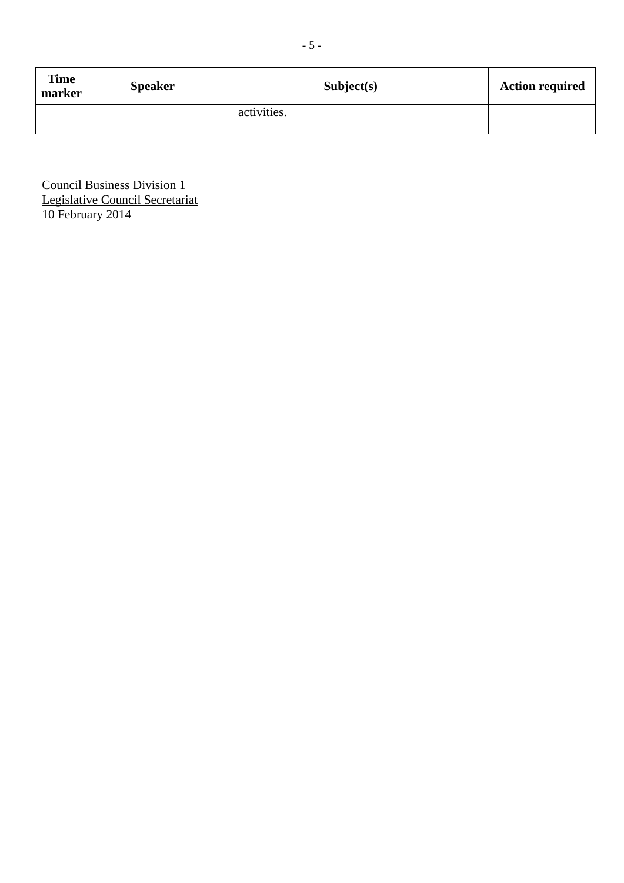| Time marker | Speaker | Subject(s) | Action required |
|---|---|---|---|
| | | activities. | |

Council Business Division 1
Legislative Council Secretariat
10 February 2014